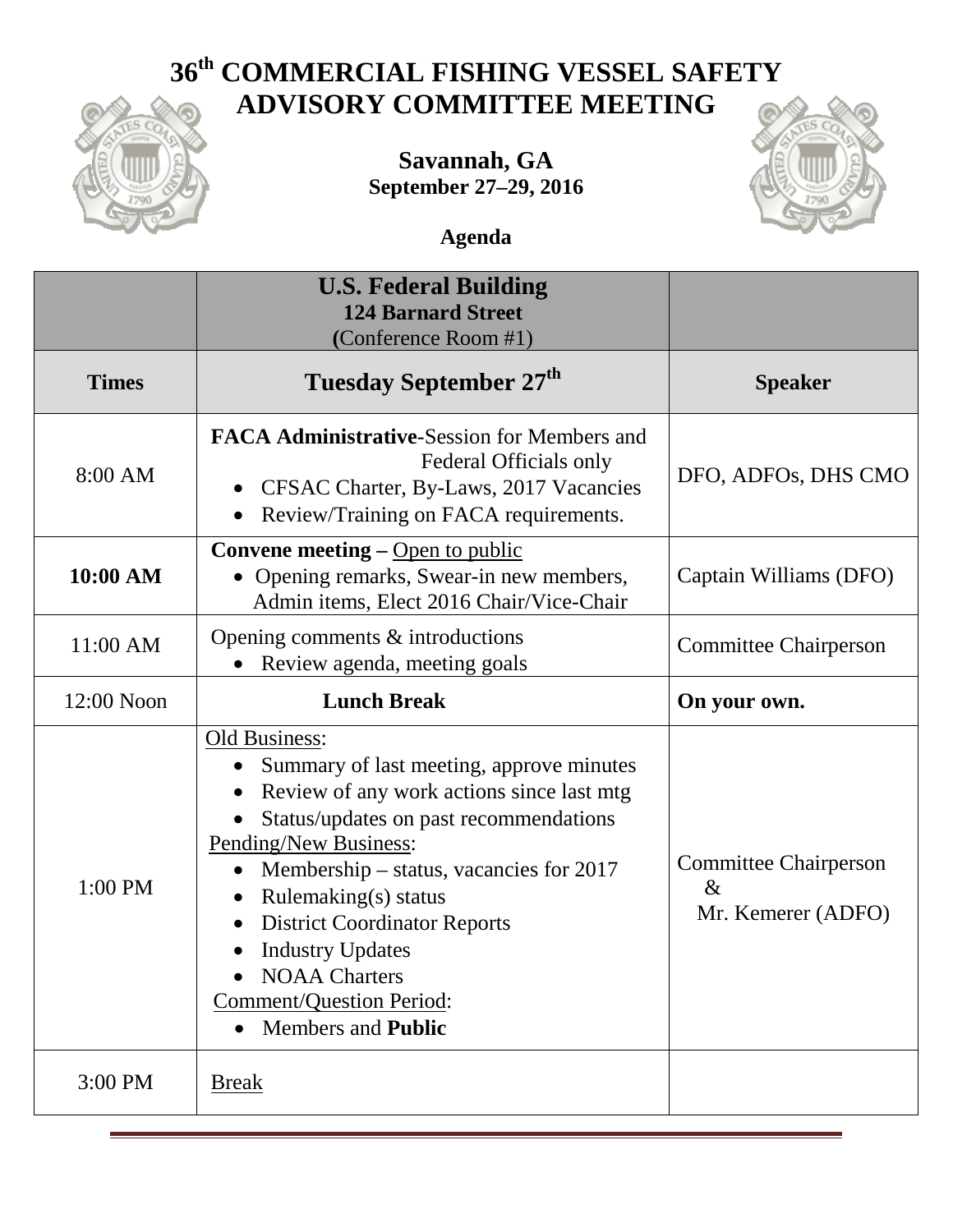# 36th COMMERCIAL FISHING VESSEL SAFETY ADVISORY COMMITTEE MEETING

**Savannah, GA**
**September 27–29, 2016**

**Agenda**

| | **U.S. Federal Building**<br>**124 Barnard Street**<br>(Conference Room #1) | |
|---|---|---|
| **Times** | **Tuesday September 27th** | **Speaker** |
| 8:00 AM | **FACA Administrative**-Session for Members and Federal Officials only<br>• CFSAC Charter, By-Laws, 2017 Vacancies<br>• Review/Training on FACA requirements. | DFO, ADFOs, DHS CMO |
| **10:00 AM** | **Convene meeting –** Open to public<br>• Opening remarks, Swear-in new members, Admin items, Elect 2016 Chair/Vice-Chair | Captain Williams (DFO) |
| 11:00 AM | Opening comments & introductions<br>• Review agenda, meeting goals | Committee Chairperson |
| 12:00 Noon | **Lunch Break** | **On your own.** |
| 1:00 PM | Old Business:<br>• Summary of last meeting, approve minutes<br>• Review of any work actions since last mtg<br>• Status/updates on past recommendations<br>Pending/New Business:<br>• Membership – status, vacancies for 2017<br>• Rulemaking(s) status<br>• District Coordinator Reports<br>• Industry Updates<br>• NOAA Charters<br>Comment/Question Period:<br>• Members and **Public** | Committee Chairperson & Mr. Kemerer (ADFO) |
| 3:00 PM | Break | |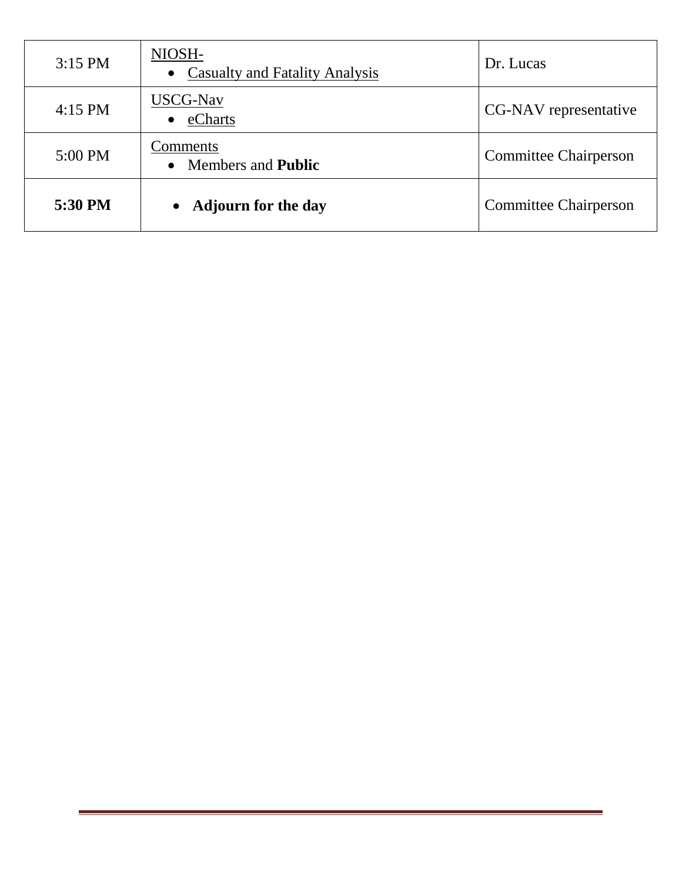| 3:15 PM | NIOSH-<br>• Casualty and Fatality Analysis | Dr. Lucas |
|---|---|---|
| 4:15 PM | USCG-Nav<br>• eCharts | CG-NAV representative |
| 5:00 PM | Comments<br>• Members and **Public** | Committee Chairperson |
| **5:30 PM** | • **Adjourn for the day** | Committee Chairperson |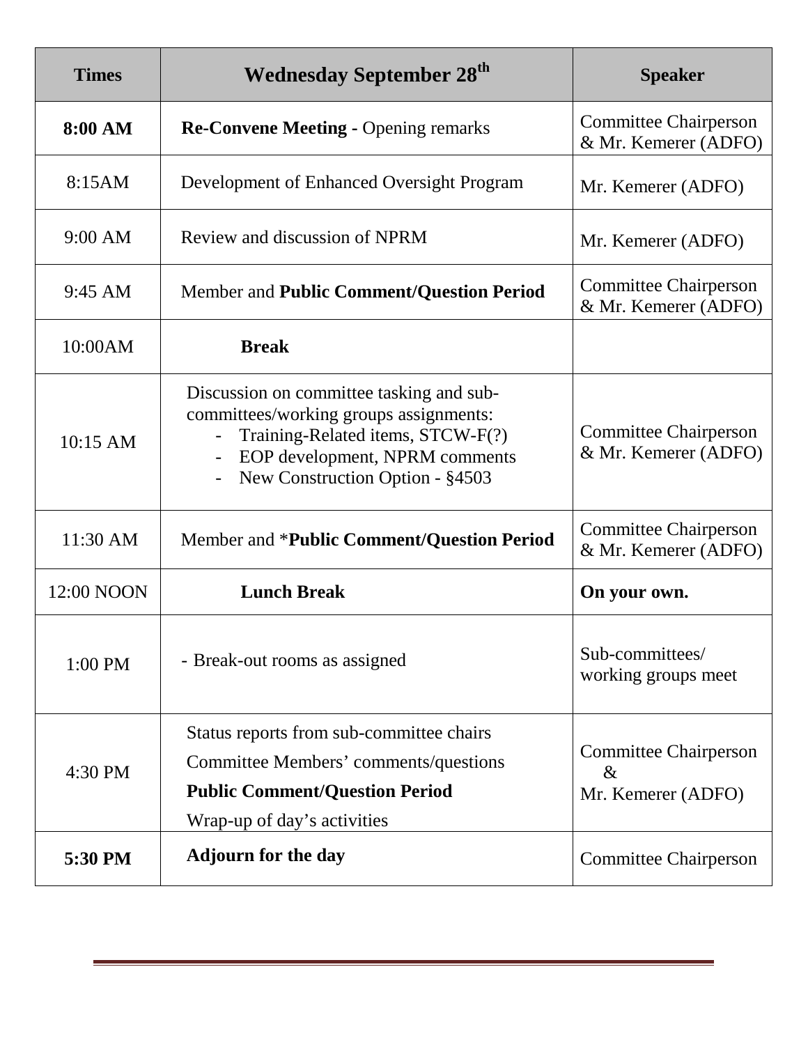| Times | Wednesday September 28th | Speaker |
|---|---|---|
| **8:00 AM** | **Re-Convene Meeting -** Opening remarks | Committee Chairperson & Mr. Kemerer (ADFO) |
| 8:15AM | Development of Enhanced Oversight Program | Mr. Kemerer (ADFO) |
| 9:00 AM | Review and discussion of NPRM | Mr. Kemerer (ADFO) |
| 9:45 AM | Member and **Public Comment/Question Period** | Committee Chairperson & Mr. Kemerer (ADFO) |
| 10:00AM | **Break** | |
| 10:15 AM | Discussion on committee tasking and sub-committees/working groups assignments: <br> - Training-Related items, STCW-F(?) <br> - EOP development, NPRM comments <br> - New Construction Option - §4503 | Committee Chairperson & Mr. Kemerer (ADFO) |
| 11:30 AM | Member and ***Public Comment/Question Period** | Committee Chairperson & Mr. Kemerer (ADFO) |
| 12:00 NOON | **Lunch Break** | **On your own.** |
| 1:00 PM | - Break-out rooms as assigned | Sub-committees/ working groups meet |
| 4:30 PM | Status reports from sub-committee chairs <br> Committee Members' comments/questions <br> **Public Comment/Question Period** <br> Wrap-up of day's activities | Committee Chairperson & Mr. Kemerer (ADFO) |
| **5:30 PM** | **Adjourn for the day** | Committee Chairperson |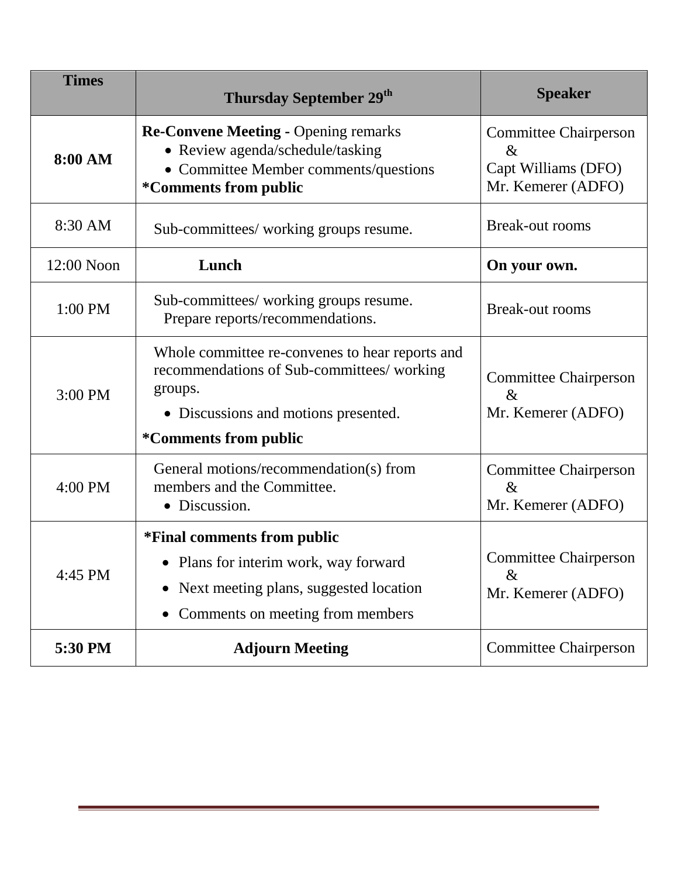| Times | Thursday September 29th | Speaker |
|---|---|---|
| **8:00 AM** | **Re-Convene Meeting -** Opening remarks<br>• Review agenda/schedule/tasking<br>• Committee Member comments/questions<br>***Comments from public** | Committee Chairperson<br>&<br>Capt Williams (DFO)<br>Mr. Kemerer (ADFO) |
| 8:30 AM | Sub-committees/ working groups resume. | Break-out rooms |
| 12:00 Noon | **Lunch** | **On your own.** |
| 1:00 PM | Sub-committees/ working groups resume.<br>Prepare reports/recommendations. | Break-out rooms |
| 3:00 PM | Whole committee re-convenes to hear reports and recommendations of Sub-committees/ working groups.<br>• Discussions and motions presented.<br>***Comments from public** | Committee Chairperson<br>&<br>Mr. Kemerer (ADFO) |
| 4:00 PM | General motions/recommendation(s) from members and the Committee.<br>• Discussion. | Committee Chairperson<br>&<br>Mr. Kemerer (ADFO) |
| 4:45 PM | ***Final comments from public**<br>• Plans for interim work, way forward<br>• Next meeting plans, suggested location<br>• Comments on meeting from members | Committee Chairperson<br>&<br>Mr. Kemerer (ADFO) |
| **5:30 PM** | **Adjourn Meeting** | Committee Chairperson |